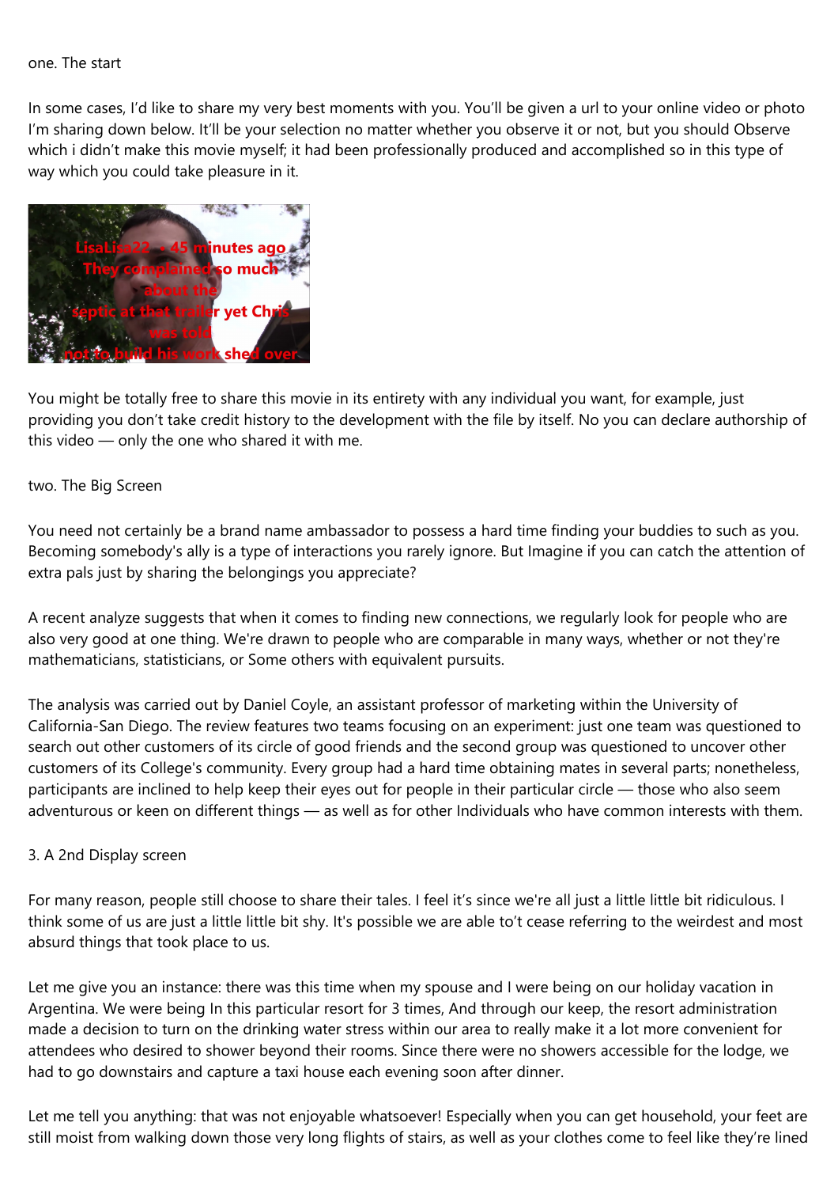one. The start

In some cases, I'd like to share my very best moments with you. You'll be given a url to your online video or photo I'm sharing down below. It'll be your selection no matter whether you observe it or not, but you should Observe which i didn't make this movie myself; it had been professionally produced and accomplished so in this type of way which you could take pleasure in it.

You might be totally free to share this movie in its entirety with any individual you want, for example, just providing you don't take credit history to the development with the file by itself. No you can declare authorship of this video — only the one who shared it with me.

two. The Big Screen

You need not certainly be a brand name ambassador to possess a hard time finding your buddies to such as you. Becoming somebody's ally is a type of interactions you rarely ignore. But Imagine if you can catch the attention of extra pals just by sharing the belongings you appreciate?

A recent analyze suggests that when it comes to finding new connections, we regularly look for people who are also very good at one thing. We're drawn to people who are comparable in many ways, whether or not they're mathematicians, statisticians, or Some others with equivalent pursuits.

The analysis was carried out by Daniel Coyle, an assistant professor of marketing within the University of California-San Diego. The review features two teams focusing on an experiment: just one team was questioned to search out other customers of its circle of good friends and the second group was questioned to uncover other customers of its College's community. Every group had a hard time obtaining mates in several parts; nonetheless, participants are inclined to help keep their eyes out for people in their particular circle — those who also seem adventurous or keen on different things — as well as for other Individuals who have common interests with them.

3. A 2nd Display screen

For many reason, people still choose to share their tales. I feel it's since we're all just a little little bit ridiculous. I think some of us are just a little little bit shy. It's possible we are able to't cease referring to the weirdest and most absurd things that took place to us.

Let me give you an instance: there was this time when my spouse and I were being on our holiday vacation in Argentina. We were being In this particular resort for 3 times, And through our keep, the resort administration made a decision to turn on the drinking water stress within our area to really make it a lot more convenient for attendees who desired to shower beyond their rooms. Since there were no showers accessible for the lodge, we had to go downstairs and capture a taxi house each evening soon after dinner.

Let me tell you anything: that was not enjoyable whatsoever! Especially when you can get household, your feet are still moist from walking down those very long flights of stairs, as well as your clothes come to feel like they're lined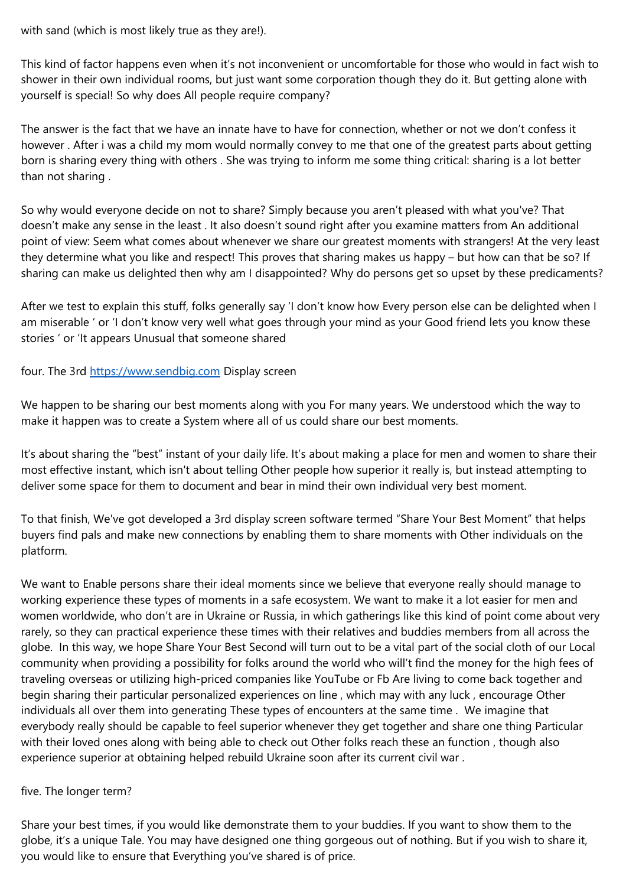with sand (which is most likely true as they are!).

This kind of factor happens even when it's not inconvenient or uncomfortable for those who would in fact wish to shower in their own individual rooms, but just want some corporation though they do it. But getting alone with yourself is special! So why does All people require company?

The answer is the fact that we have an innate have to have for connection, whether or not we don't confess it however . After i was a child my mom would normally convey to me that one of the greatest parts about getting born is sharing every thing with others . She was trying to inform me some thing critical: sharing is a lot better than not sharing .

So why would everyone decide on not to share? Simply because you aren't pleased with what you've? That doesn't make any sense in the least . It also doesn't sound right after you examine matters from An additional point of view: Seem what comes about whenever we share our greatest moments with strangers! At the very least they determine what you like and respect! This proves that sharing makes us happy – but how can that be so? If sharing can make us delighted then why am I disappointed? Why do persons get so upset by these predicaments?

After we test to explain this stuff, folks generally say 'I don't know how Every person else can be delighted when I am miserable ' or 'I don't know very well what goes through your mind as your Good friend lets you know these stories ' or 'It appears Unusual that someone shared

four. The 3rd [https://www.sendbig.com](https://www.sendbig.com) Display screen

We happen to be sharing our best moments along with you For many years. We understood which the way to make it happen was to create a System where all of us could share our best moments.

It's about sharing the "best" instant of your daily life. It's about making a place for men and women to share their most effective instant, which isn't about telling Other people how superior it really is, but instead attempting to deliver some space for them to document and bear in mind their own individual very best moment.

To that finish, We've got developed a 3rd display screen software termed "Share Your Best Moment" that helps buyers find pals and make new connections by enabling them to share moments with Other individuals on the platform.

We want to Enable persons share their ideal moments since we believe that everyone really should manage to working experience these types of moments in a safe ecosystem. We want to make it a lot easier for men and women worldwide, who don't are in Ukraine or Russia, in which gatherings like this kind of point come about very rarely, so they can practical experience these times with their relatives and buddies members from all across the globe. In this way, we hope Share Your Best Second will turn out to be a vital part of the social cloth of our Local community when providing a possibility for folks around the world who will't find the money for the high fees of traveling overseas or utilizing high-priced companies like YouTube or Fb Are living to come back together and begin sharing their particular personalized experiences on line , which may with any luck , encourage Other individuals all over them into generating These types of encounters at the same time . We imagine that everybody really should be capable to feel superior whenever they get together and share one thing Particular with their loved ones along with being able to check out Other folks reach these an function , though also experience superior at obtaining helped rebuild Ukraine soon after its current civil war .

five. The longer term?

Share your best times, if you would like demonstrate them to your buddies. If you want to show them to the globe, it's a unique Tale. You may have designed one thing gorgeous out of nothing. But if you wish to share it, you would like to ensure that Everything you've shared is of price.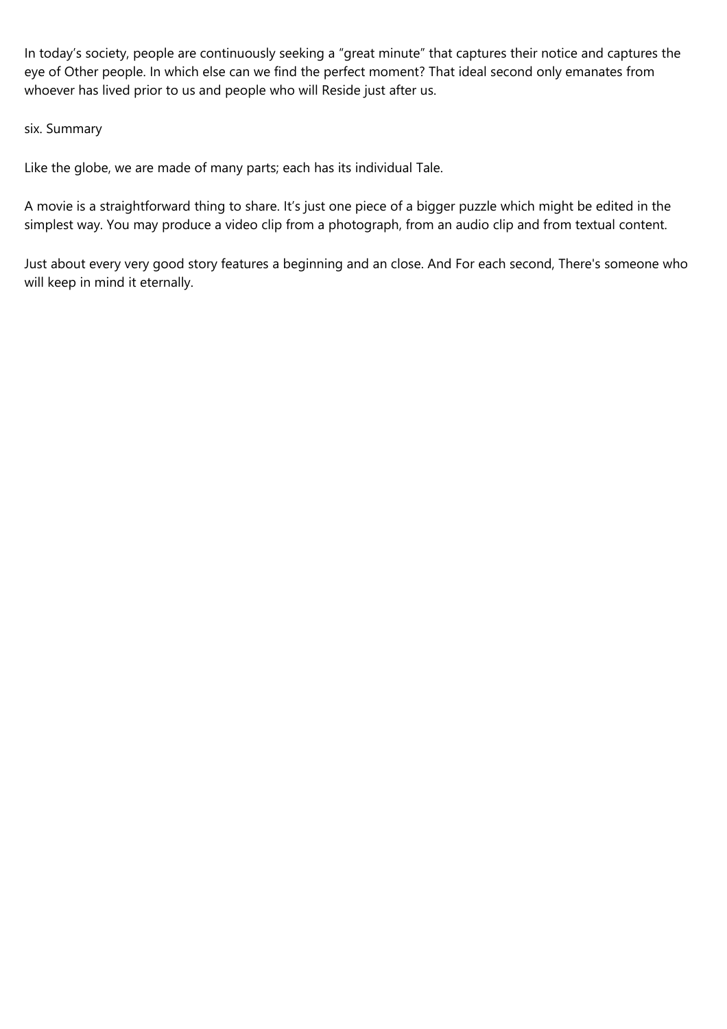In today's society, people are continuously seeking a "great minute" that captures their notice and captures the eye of Other people. In which else can we find the perfect moment? That ideal second only emanates from whoever has lived prior to us and people who will Reside just after us.

six. Summary

Like the globe, we are made of many parts; each has its individual Tale.

A movie is a straightforward thing to share. It's just one piece of a bigger puzzle which might be edited in the simplest way. You may produce a video clip from a photograph, from an audio clip and from textual content.

Just about every very good story features a beginning and an close. And For each second, There's someone who will keep in mind it eternally.